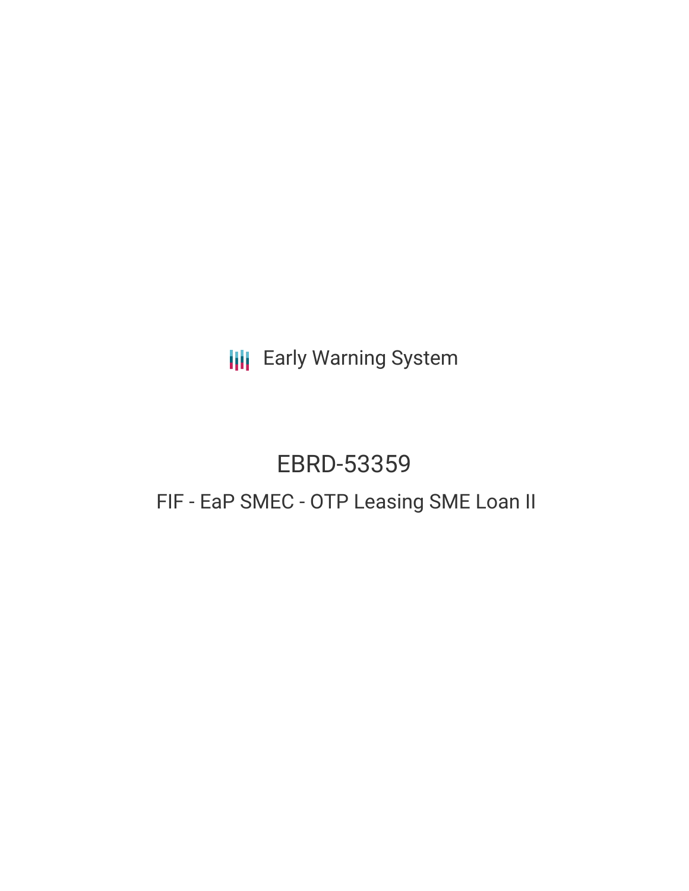Early Warning System

# EBRD-53359

## FIF - EaP SMEC - OTP Leasing SME Loan II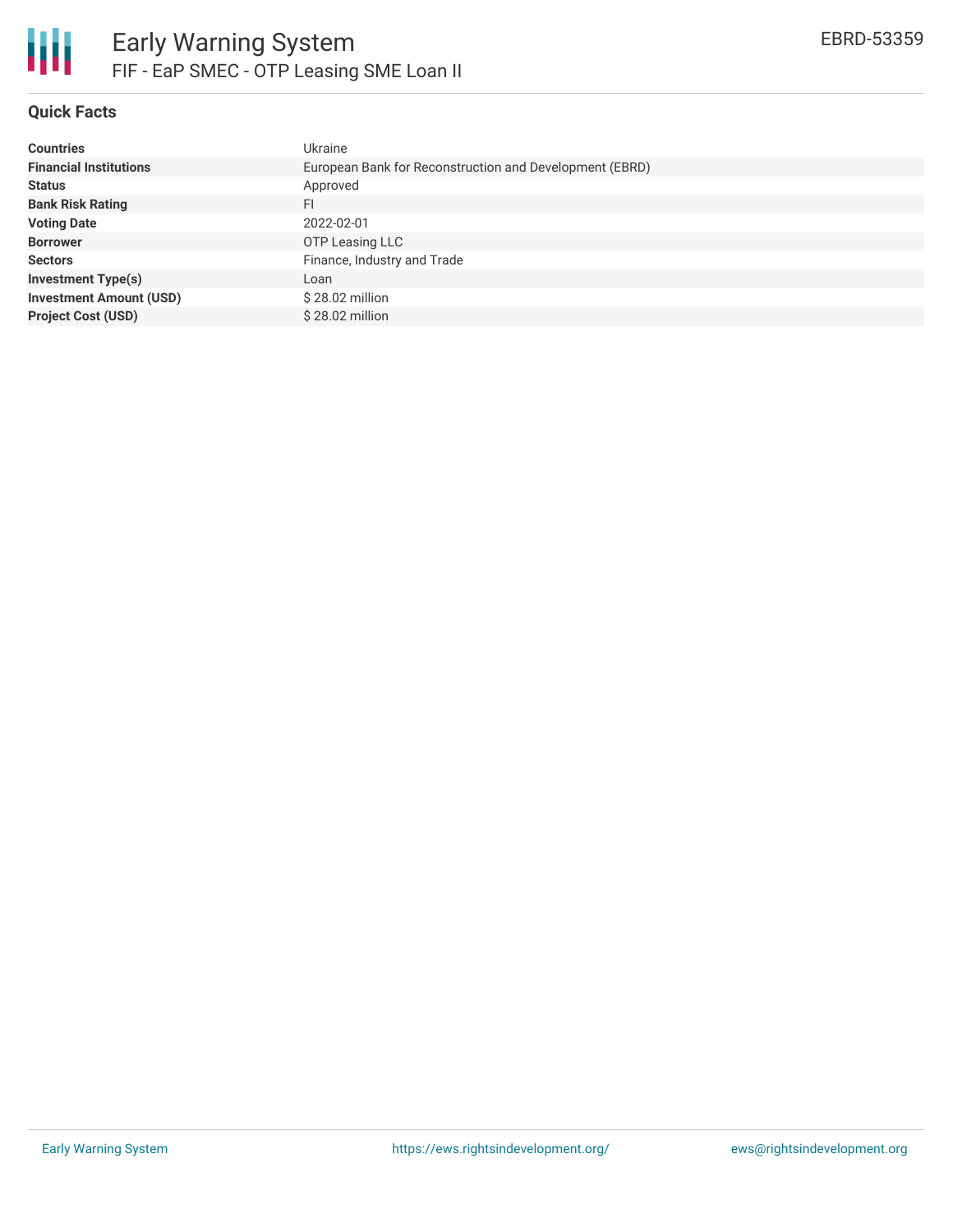# Early Warning System

## FIF - EaP SMEC - OTP Leasing SME Loan II

EBRD-53359

### Quick Facts

| | |
|---|---|
| **Countries** | Ukraine |
| **Financial Institutions** | European Bank for Reconstruction and Development (EBRD) |
| **Status** | Approved |
| **Bank Risk Rating** | FI |
| **Voting Date** | 2022-02-01 |
| **Borrower** | OTP Leasing LLC |
| **Sectors** | Finance, Industry and Trade |
| **Investment Type(s)** | Loan |
| **Investment Amount (USD)** | $ 28.02 million |
| **Project Cost (USD)** | $ 28.02 million |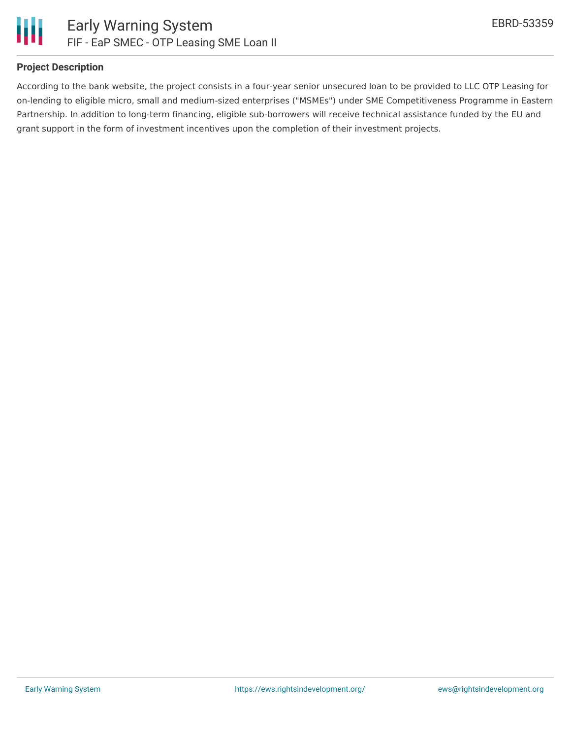### Project Description

According to the bank website, the project consists in a four-year senior unsecured loan to be provided to LLC OTP Leasing for on-lending to eligible micro, small and medium-sized enterprises ("MSMEs") under SME Competitiveness Programme in Eastern Partnership. In addition to long-term financing, eligible sub-borrowers will receive technical assistance funded by the EU and grant support in the form of investment incentives upon the completion of their investment projects.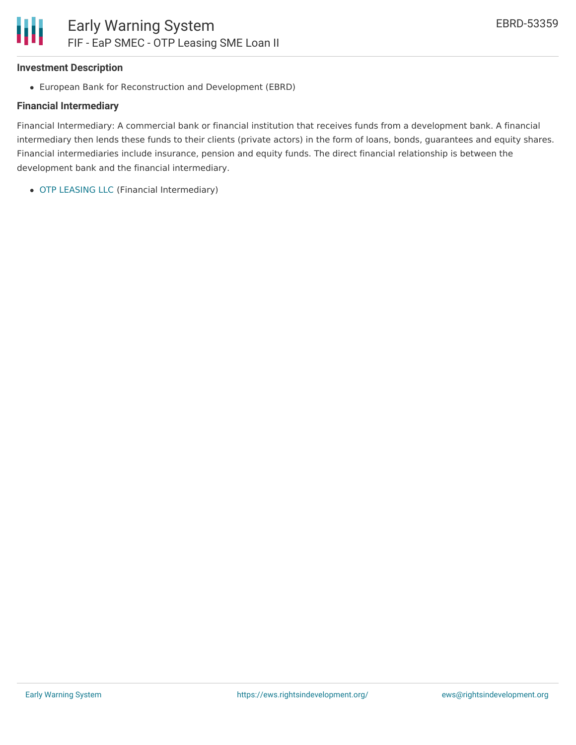### Investment Description

- European Bank for Reconstruction and Development (EBRD)

### Financial Intermediary

Financial Intermediary: A commercial bank or financial institution that receives funds from a development bank. A financial intermediary then lends these funds to their clients (private actors) in the form of loans, bonds, guarantees and equity shares. Financial intermediaries include insurance, pension and equity funds. The direct financial relationship is between the development bank and the financial intermediary.

- OTP LEASING LLC (Financial Intermediary)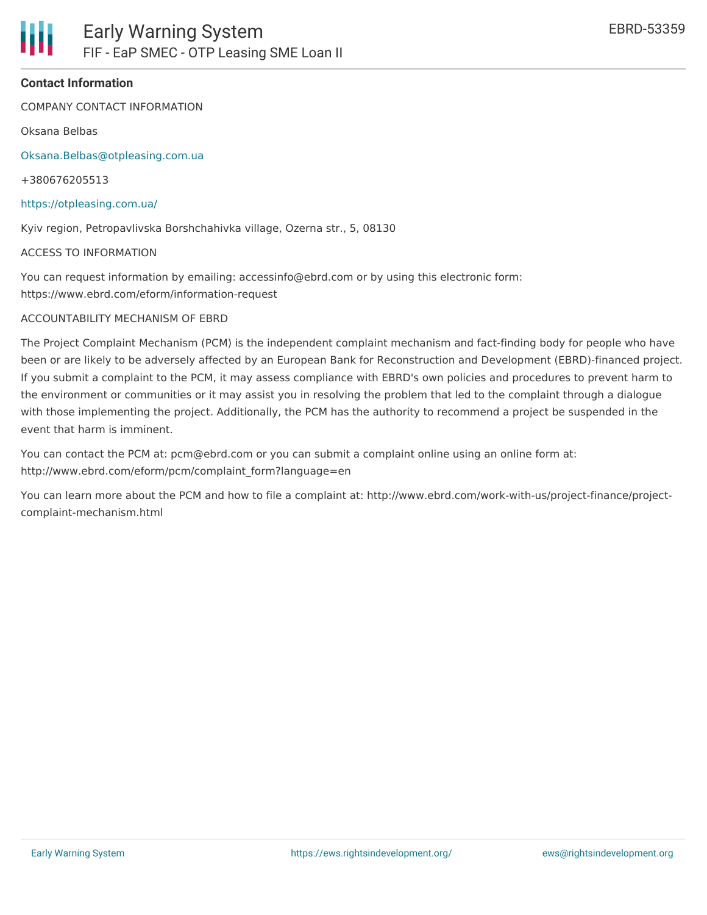**Contact Information**

COMPANY CONTACT INFORMATION

Oksana Belbas

Oksana.Belbas@otpleasing.com.ua

+380676205513

https://otpleasing.com.ua/

Kyiv region, Petropavlivska Borshchahivka village, Ozerna str., 5, 08130

ACCESS TO INFORMATION

You can request information by emailing: accessinfo@ebrd.com or by using this electronic form: https://www.ebrd.com/eform/information-request

ACCOUNTABILITY MECHANISM OF EBRD

The Project Complaint Mechanism (PCM) is the independent complaint mechanism and fact-finding body for people who have been or are likely to be adversely affected by an European Bank for Reconstruction and Development (EBRD)-financed project. If you submit a complaint to the PCM, it may assess compliance with EBRD's own policies and procedures to prevent harm to the environment or communities or it may assist you in resolving the problem that led to the complaint through a dialogue with those implementing the project. Additionally, the PCM has the authority to recommend a project be suspended in the event that harm is imminent.

You can contact the PCM at: pcm@ebrd.com or you can submit a complaint online using an online form at: http://www.ebrd.com/eform/pcm/complaint_form?language=en

You can learn more about the PCM and how to file a complaint at: http://www.ebrd.com/work-with-us/project-finance/project-complaint-mechanism.html